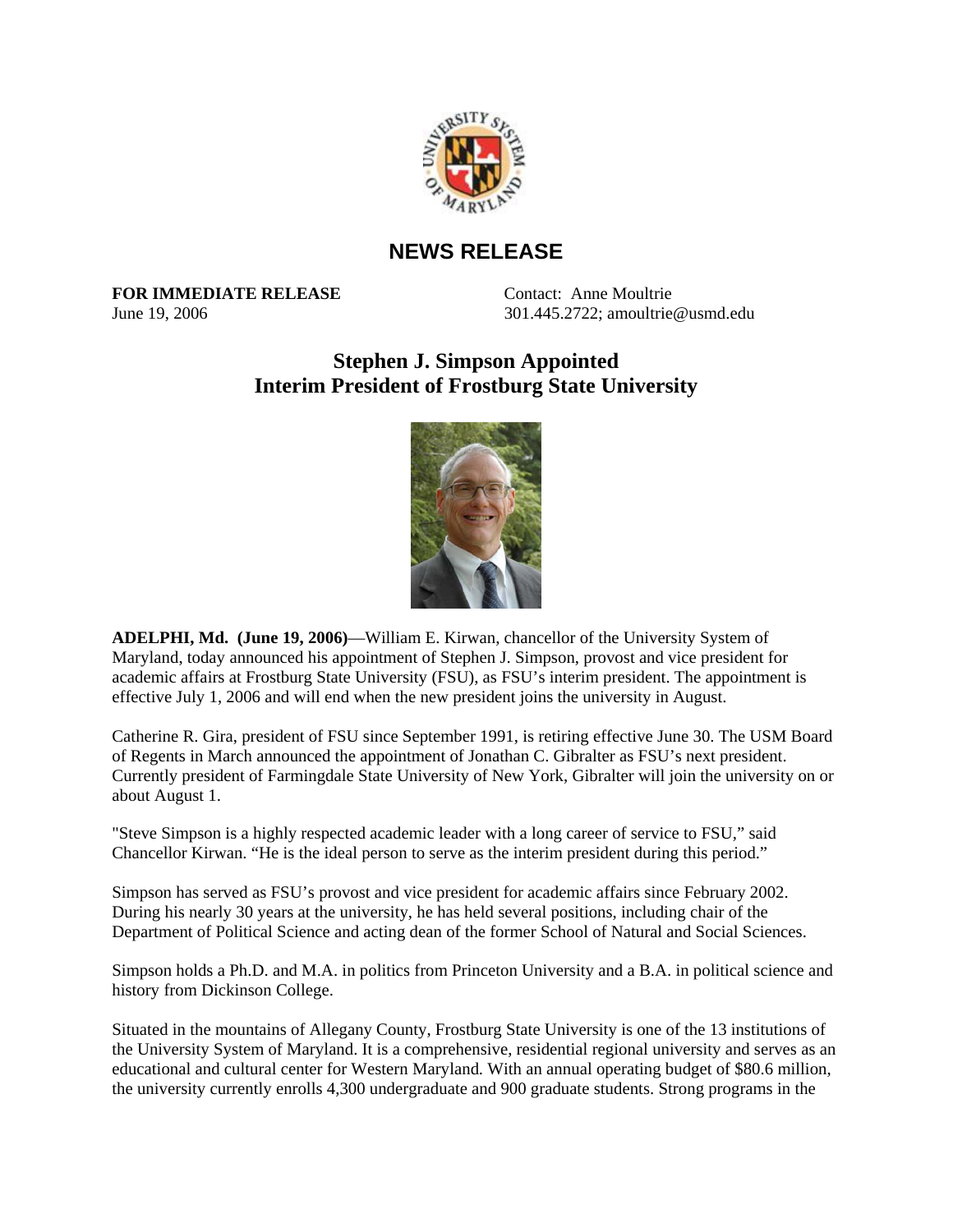## NEWS RELEASE

**FOR IMMEDIATE RELEASE**
June 19, 2006

Contact: Anne Moultrie
301.445.2722; amoultrie@usmd.edu

# Stephen J. Simpson Appointed Interim President of Frostburg State University

**ADELPHI, Md. (June 19, 2006)**—William E. Kirwan, chancellor of the University System of Maryland, today announced his appointment of Stephen J. Simpson, provost and vice president for academic affairs at Frostburg State University (FSU), as FSU's interim president. The appointment is effective July 1, 2006 and will end when the new president joins the university in August.

Catherine R. Gira, president of FSU since September 1991, is retiring effective June 30. The USM Board of Regents in March announced the appointment of Jonathan C. Gibralter as FSU's next president. Currently president of Farmingdale State University of New York, Gibralter will join the university on or about August 1.

"Steve Simpson is a highly respected academic leader with a long career of service to FSU," said Chancellor Kirwan. "He is the ideal person to serve as the interim president during this period."

Simpson has served as FSU's provost and vice president for academic affairs since February 2002. During his nearly 30 years at the university, he has held several positions, including chair of the Department of Political Science and acting dean of the former School of Natural and Social Sciences.

Simpson holds a Ph.D. and M.A. in politics from Princeton University and a B.A. in political science and history from Dickinson College.

Situated in the mountains of Allegany County, Frostburg State University is one of the 13 institutions of the University System of Maryland. It is a comprehensive, residential regional university and serves as an educational and cultural center for Western Maryland. With an annual operating budget of $80.6 million, the university currently enrolls 4,300 undergraduate and 900 graduate students. Strong programs in the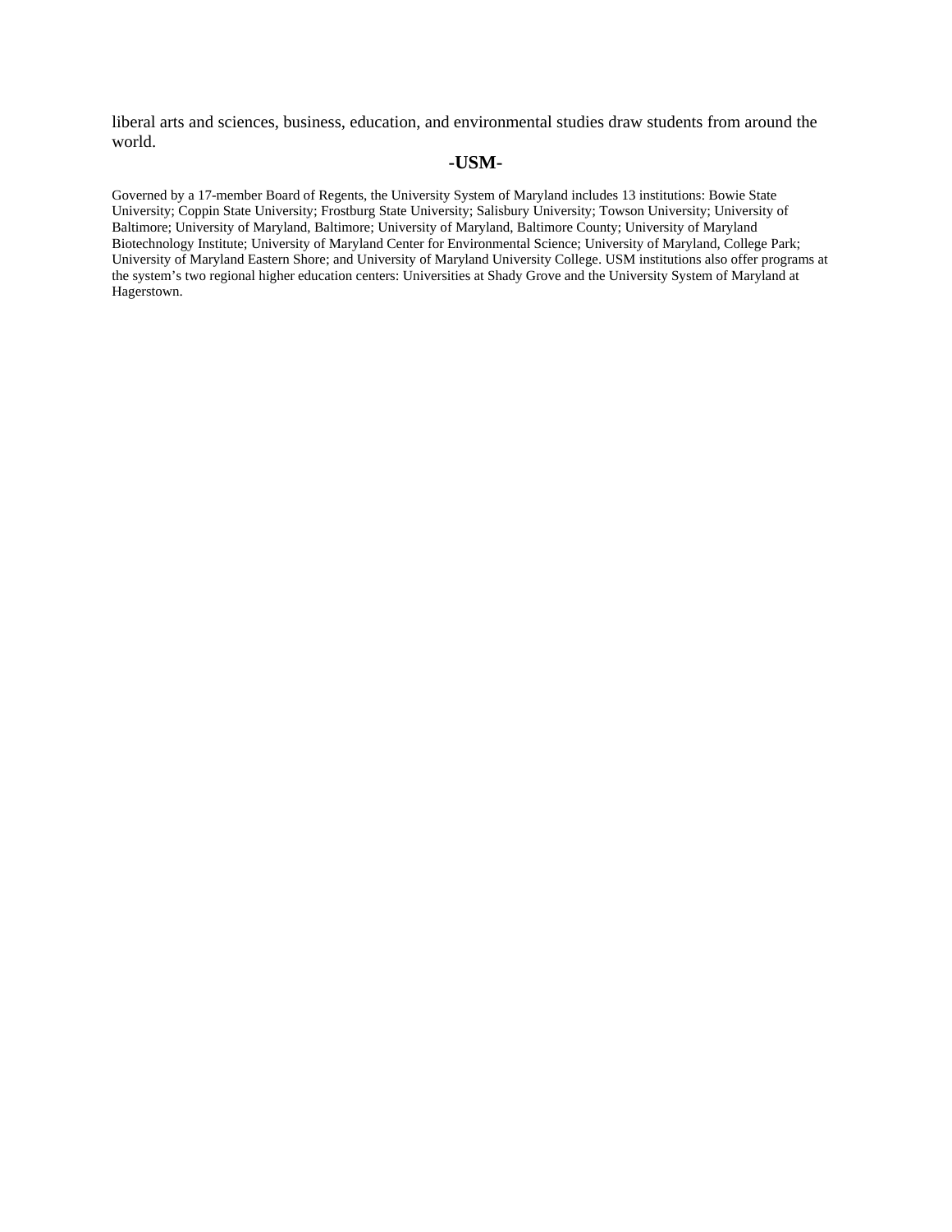liberal arts and sciences, business, education, and environmental studies draw students from around the world.

**-USM-**

Governed by a 17-member Board of Regents, the University System of Maryland includes 13 institutions: Bowie State University; Coppin State University; Frostburg State University; Salisbury University; Towson University; University of Baltimore; University of Maryland, Baltimore; University of Maryland, Baltimore County; University of Maryland Biotechnology Institute; University of Maryland Center for Environmental Science; University of Maryland, College Park; University of Maryland Eastern Shore; and University of Maryland University College. USM institutions also offer programs at the system's two regional higher education centers: Universities at Shady Grove and the University System of Maryland at Hagerstown.